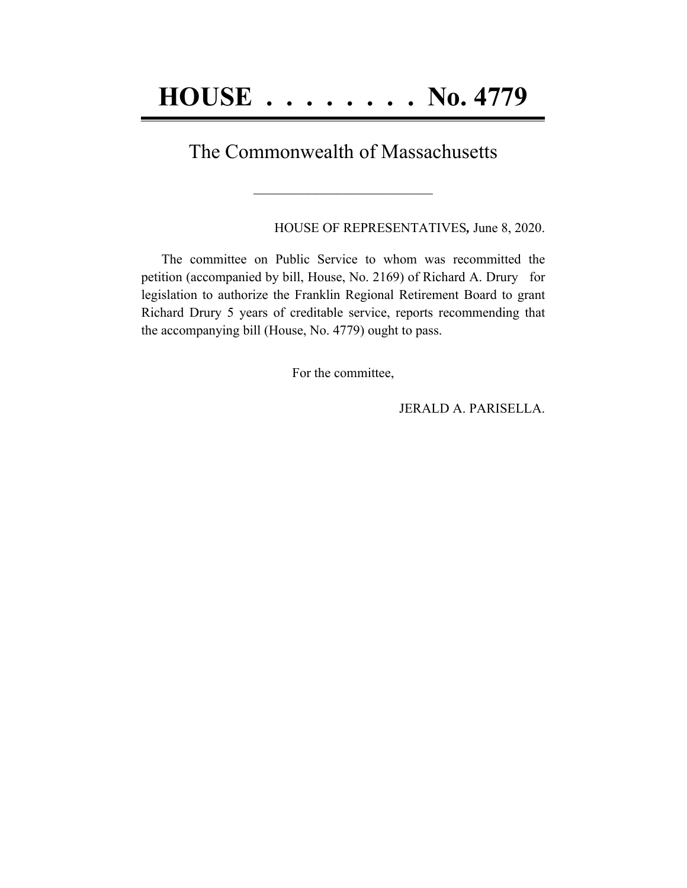# HOUSE . . . . . . . . No. 4779

## The Commonwealth of Massachusetts

---

HOUSE OF REPRESENTATIVES*,* June 8, 2020.

The committee on Public Service to whom was recommitted the petition (accompanied by bill, House, No. 2169) of Richard A. Drury for legislation to authorize the Franklin Regional Retirement Board to grant Richard Drury 5 years of creditable service, reports recommending that the accompanying bill (House, No. 4779) ought to pass.

For the committee,

JERALD A. PARISELLA.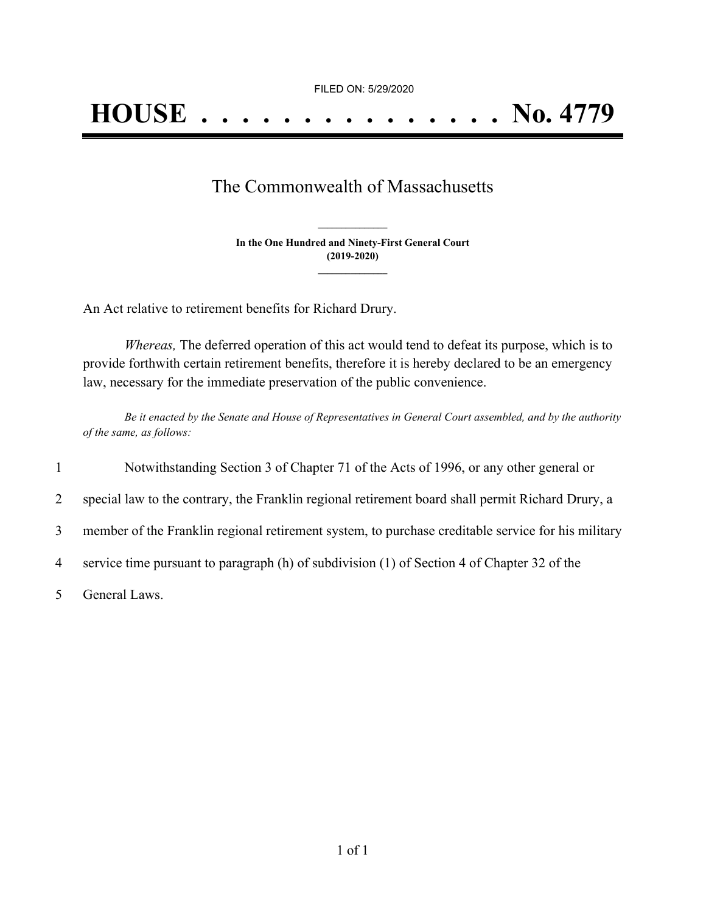FILED ON: 5/29/2020

# HOUSE . . . . . . . . . . . . . . . No. 4779

## The Commonwealth of Massachusetts

**In the One Hundred and Ninety-First General Court**
**(2019-2020)**

An Act relative to retirement benefits for Richard Drury.

*Whereas,* The deferred operation of this act would tend to defeat its purpose, which is to provide forthwith certain retirement benefits, therefore it is hereby declared to be an emergency law, necessary for the immediate preservation of the public convenience.

*Be it enacted by the Senate and House of Representatives in General Court assembled, and by the authority of the same, as follows:*

1 Notwithstanding Section 3 of Chapter 71 of the Acts of 1996, or any other general or
2 special law to the contrary, the Franklin regional retirement board shall permit Richard Drury, a
3 member of the Franklin regional retirement system, to purchase creditable service for his military
4 service time pursuant to paragraph (h) of subdivision (1) of Section 4 of Chapter 32 of the
5 General Laws.